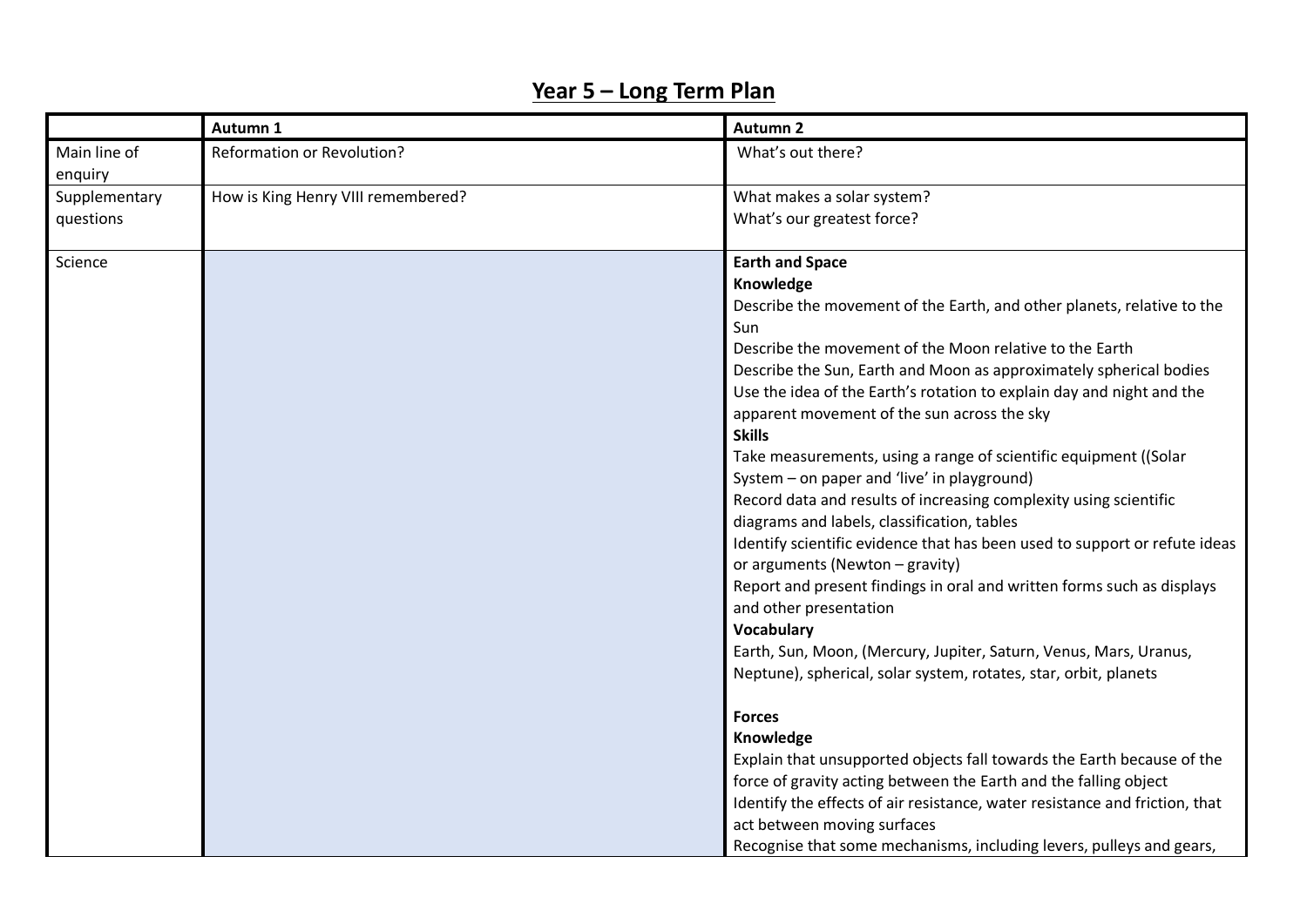# Year 5 – Long Term Plan

| | Autumn 1 | Autumn 2 |
|---|---|---|
| Main line of enquiry | Reformation or Revolution? | What's out there? |
| Supplementary questions | How is King Henry VIII remembered? | What makes a solar system?<br>What's our greatest force? |
| Science | | **Earth and Space**<br>**Knowledge**<br>Describe the movement of the Earth, and other planets, relative to the Sun<br>Describe the movement of the Moon relative to the Earth<br>Describe the Sun, Earth and Moon as approximately spherical bodies<br>Use the idea of the Earth's rotation to explain day and night and the apparent movement of the sun across the sky<br>**Skills**<br>Take measurements, using a range of scientific equipment ((Solar System – on paper and 'live' in playground)<br>Record data and results of increasing complexity using scientific diagrams and labels, classification, tables<br>Identify scientific evidence that has been used to support or refute ideas or arguments (Newton – gravity)<br>Report and present findings in oral and written forms such as displays and other presentation<br>**Vocabulary**<br>Earth, Sun, Moon, (Mercury, Jupiter, Saturn, Venus, Mars, Uranus, Neptune), spherical, solar system, rotates, star, orbit, planets<br><br>**Forces**<br>**Knowledge**<br>Explain that unsupported objects fall towards the Earth because of the force of gravity acting between the Earth and the falling object<br>Identify the effects of air resistance, water resistance and friction, that act between moving surfaces<br>Recognise that some mechanisms, including levers, pulleys and gears, |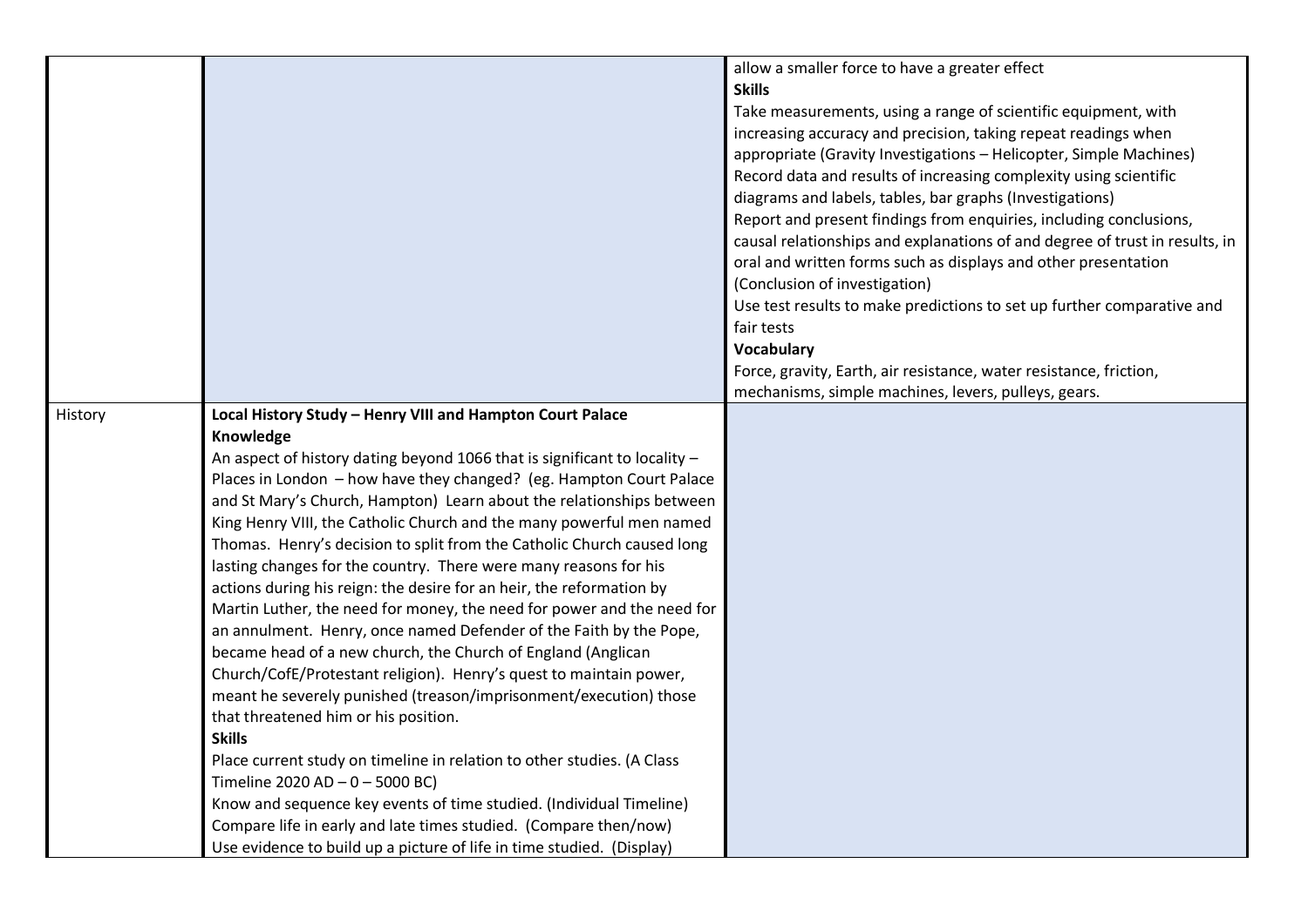| | | |
|---|---|---|
| | | allow a smaller force to have a greater effect<br>**Skills**<br>Take measurements, using a range of scientific equipment, with increasing accuracy and precision, taking repeat readings when appropriate (Gravity Investigations – Helicopter, Simple Machines)<br>Record data and results of increasing complexity using scientific diagrams and labels, tables, bar graphs (Investigations)<br>Report and present findings from enquiries, including conclusions, causal relationships and explanations of and degree of trust in results, in oral and written forms such as displays and other presentation (Conclusion of investigation)<br>Use test results to make predictions to set up further comparative and fair tests<br>**Vocabulary**<br>Force, gravity, Earth, air resistance, water resistance, friction, mechanisms, simple machines, levers, pulleys, gears. |
| History | **Local History Study – Henry VIII and Hampton Court Palace**<br>**Knowledge**<br>An aspect of history dating beyond 1066 that is significant to locality – Places in London – how have they changed? (eg. Hampton Court Palace and St Mary's Church, Hampton) Learn about the relationships between King Henry VIII, the Catholic Church and the many powerful men named Thomas. Henry's decision to split from the Catholic Church caused long lasting changes for the country. There were many reasons for his actions during his reign: the desire for an heir, the reformation by Martin Luther, the need for money, the need for power and the need for an annulment. Henry, once named Defender of the Faith by the Pope, became head of a new church, the Church of England (Anglican Church/CofE/Protestant religion). Henry's quest to maintain power, meant he severely punished (treason/imprisonment/execution) those that threatened him or his position.<br>**Skills**<br>Place current study on timeline in relation to other studies. (A Class Timeline 2020 AD – 0 – 5000 BC)<br>Know and sequence key events of time studied. (Individual Timeline)<br>Compare life in early and late times studied. (Compare then/now)<br>Use evidence to build up a picture of life in time studied. (Display) | |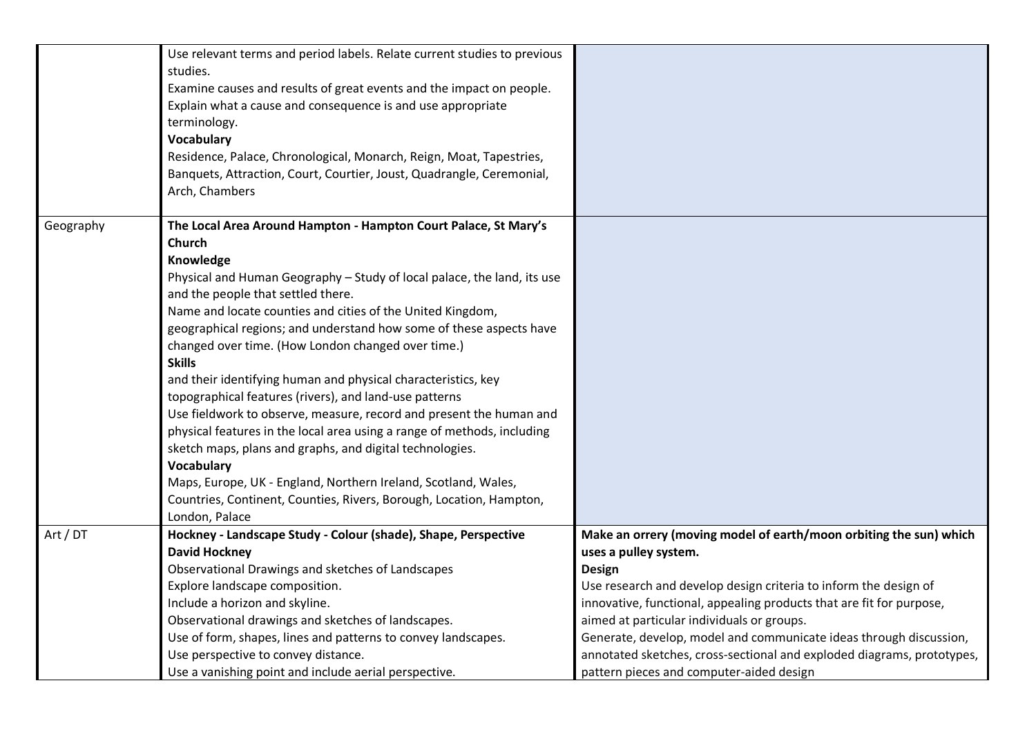| | | |
|---|---|---|
| | Use relevant terms and period labels. Relate current studies to previous studies.<br>Examine causes and results of great events and the impact on people.<br>Explain what a cause and consequence is and use appropriate terminology.<br>**Vocabulary**<br>Residence, Palace, Chronological, Monarch, Reign, Moat, Tapestries, Banquets, Attraction, Court, Courtier, Joust, Quadrangle, Ceremonial, Arch, Chambers | |
| Geography | **The Local Area Around Hampton - Hampton Court Palace, St Mary's Church**<br>**Knowledge**<br>Physical and Human Geography – Study of local palace, the land, its use and the people that settled there.<br>Name and locate counties and cities of the United Kingdom, geographical regions; and understand how some of these aspects have changed over time. (How London changed over time.)<br>**Skills**<br>and their identifying human and physical characteristics, key topographical features (rivers), and land-use patterns<br>Use fieldwork to observe, measure, record and present the human and physical features in the local area using a range of methods, including sketch maps, plans and graphs, and digital technologies.<br>**Vocabulary**<br>Maps, Europe, UK - England, Northern Ireland, Scotland, Wales, Countries, Continent, Counties, Rivers, Borough, Location, Hampton, London, Palace | |
| Art / DT | **Hockney - Landscape Study - Colour (shade), Shape, Perspective**<br>**David Hockney**<br>Observational Drawings and sketches of Landscapes<br>Explore landscape composition.<br>Include a horizon and skyline.<br>Observational drawings and sketches of landscapes.<br>Use of form, shapes, lines and patterns to convey landscapes.<br>Use perspective to convey distance.<br>Use a vanishing point and include aerial perspective. | **Make an orrery (moving model of earth/moon orbiting the sun) which uses a pulley system.**<br>**Design**<br>Use research and develop design criteria to inform the design of innovative, functional, appealing products that are fit for purpose, aimed at particular individuals or groups.<br>Generate, develop, model and communicate ideas through discussion, annotated sketches, cross-sectional and exploded diagrams, prototypes, pattern pieces and computer-aided design |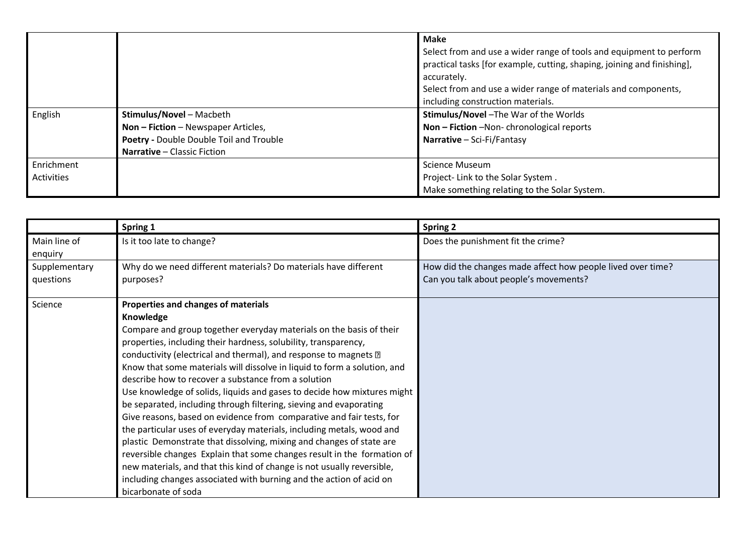| | | |
|---|---|---|
| | | **Make**<br>Select from and use a wider range of tools and equipment to perform practical tasks [for example, cutting, shaping, joining and finishing], accurately.<br>Select from and use a wider range of materials and components, including construction materials. |
| English | **Stimulus/Novel** – Macbeth<br>**Non – Fiction** – Newspaper Articles,<br>**Poetry -** Double Double Toil and Trouble<br>**Narrative** – Classic Fiction | **Stimulus/Novel** –The War of the Worlds<br>**Non – Fiction** –Non- chronological reports<br>**Narrative** – Sci-Fi/Fantasy |
| Enrichment Activities | | Science Museum<br>Project- Link to the Solar System .<br>Make something relating to the Solar System. |

| | **Spring 1** | **Spring 2** |
|---|---|---|
| Main line of enquiry | Is it too late to change? | Does the punishment fit the crime? |
| Supplementary questions | Why do we need different materials? Do materials have different purposes? | How did the changes made affect how people lived over time?<br>Can you talk about people's movements? |
| Science | **Properties and changes of materials**<br>**Knowledge**<br>Compare and group together everyday materials on the basis of their properties, including their hardness, solubility, transparency, conductivity (electrical and thermal), and response to magnets<br>Know that some materials will dissolve in liquid to form a solution, and describe how to recover a substance from a solution<br>Use knowledge of solids, liquids and gases to decide how mixtures might be separated, including through filtering, sieving and evaporating<br>Give reasons, based on evidence from comparative and fair tests, for the particular uses of everyday materials, including metals, wood and plastic Demonstrate that dissolving, mixing and changes of state are reversible changes Explain that some changes result in the formation of new materials, and that this kind of change is not usually reversible, including changes associated with burning and the action of acid on bicarbonate of soda | |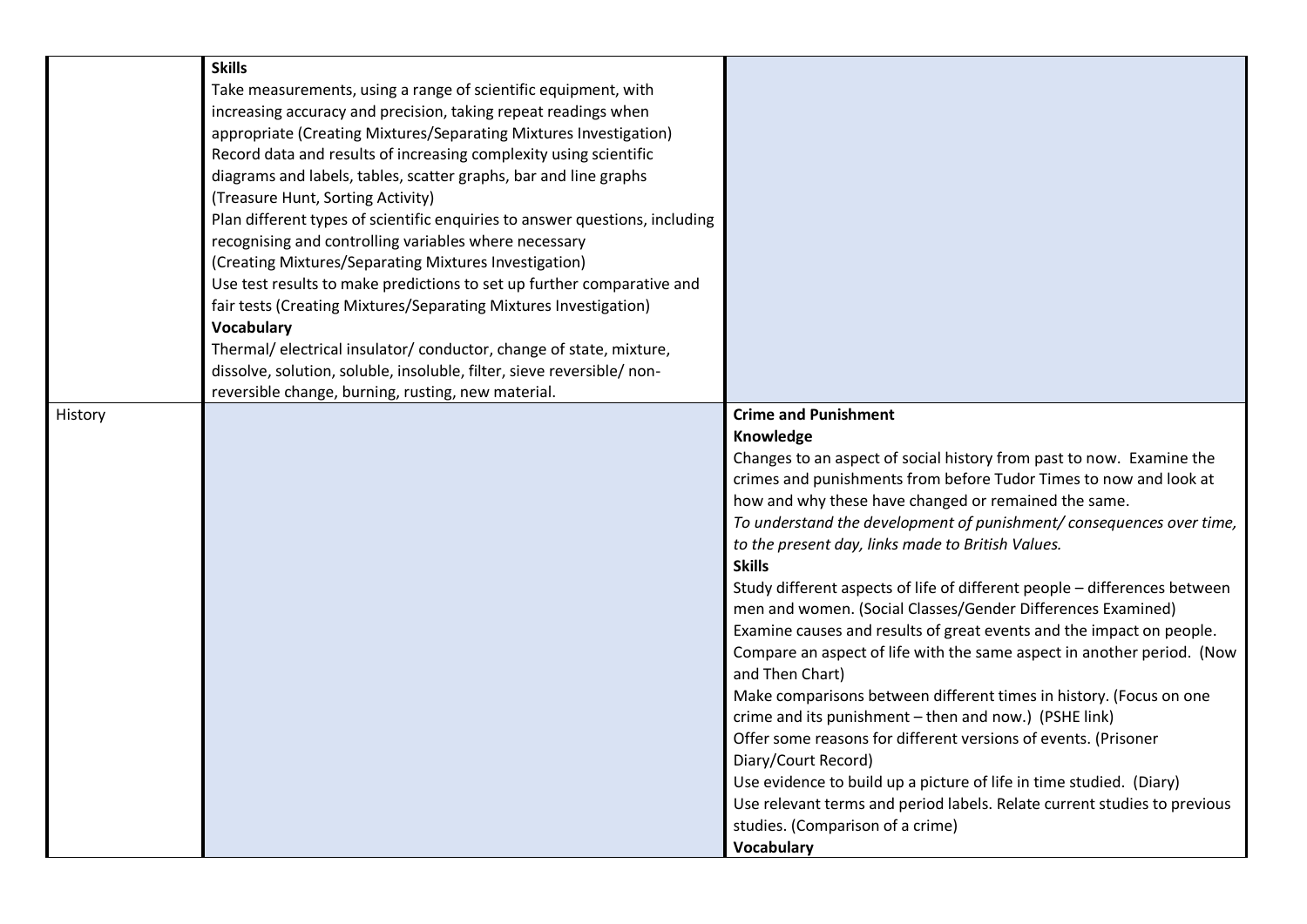| | | |
|---|---|---|
| | **Skills**<br>Take measurements, using a range of scientific equipment, with increasing accuracy and precision, taking repeat readings when appropriate (Creating Mixtures/Separating Mixtures Investigation)<br>Record data and results of increasing complexity using scientific diagrams and labels, tables, scatter graphs, bar and line graphs (Treasure Hunt, Sorting Activity)<br>Plan different types of scientific enquiries to answer questions, including recognising and controlling variables where necessary (Creating Mixtures/Separating Mixtures Investigation)<br>Use test results to make predictions to set up further comparative and fair tests (Creating Mixtures/Separating Mixtures Investigation)<br>**Vocabulary**<br>Thermal/ electrical insulator/ conductor, change of state, mixture, dissolve, solution, soluble, insoluble, filter, sieve reversible/ non-reversible change, burning, rusting, new material. | |
| History | | **Crime and Punishment**<br>**Knowledge**<br>Changes to an aspect of social history from past to now. Examine the crimes and punishments from before Tudor Times to now and look at how and why these have changed or remained the same.<br>*To understand the development of punishment/ consequences over time, to the present day, links made to British Values.*<br>**Skills**<br>Study different aspects of life of different people – differences between men and women. (Social Classes/Gender Differences Examined)<br>Examine causes and results of great events and the impact on people.<br>Compare an aspect of life with the same aspect in another period. (Now and Then Chart)<br>Make comparisons between different times in history. (Focus on one crime and its punishment – then and now.) (PSHE link)<br>Offer some reasons for different versions of events. (Prisoner Diary/Court Record)<br>Use evidence to build up a picture of life in time studied. (Diary)<br>Use relevant terms and period labels. Relate current studies to previous studies. (Comparison of a crime)<br>**Vocabulary** |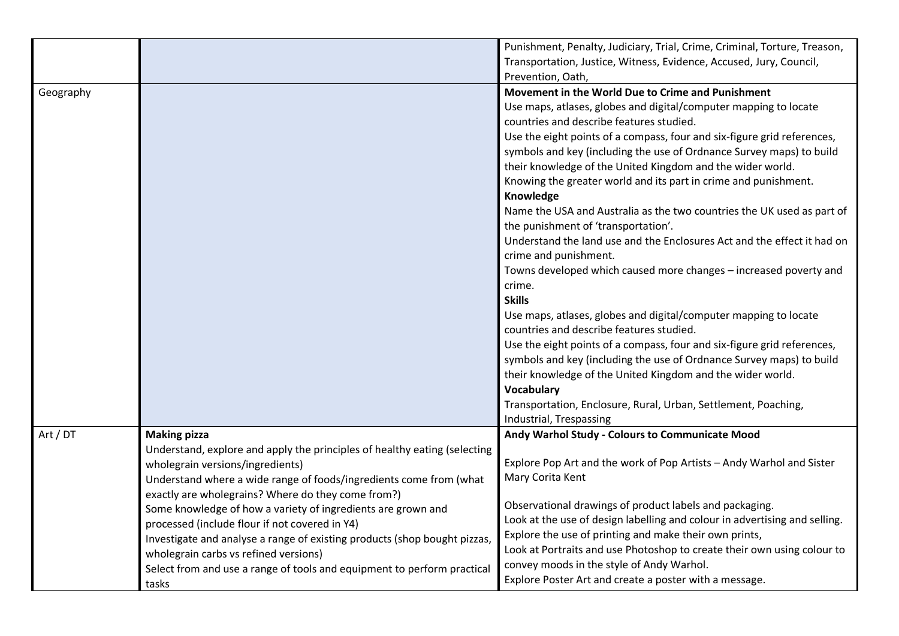|  |  |  |
|---|---|---|
|  |  | Punishment, Penalty, Judiciary, Trial, Crime, Criminal, Torture, Treason, Transportation, Justice, Witness, Evidence, Accused, Jury, Council, Prevention, Oath, |
| Geography |  | **Movement in the World Due to Crime and Punishment**<br>Use maps, atlases, globes and digital/computer mapping to locate countries and describe features studied.<br>Use the eight points of a compass, four and six-figure grid references, symbols and key (including the use of Ordnance Survey maps) to build their knowledge of the United Kingdom and the wider world.<br>Knowing the greater world and its part in crime and punishment.<br>**Knowledge**<br>Name the USA and Australia as the two countries the UK used as part of the punishment of 'transportation'.<br>Understand the land use and the Enclosures Act and the effect it had on crime and punishment.<br>Towns developed which caused more changes – increased poverty and crime.<br>**Skills**<br>Use maps, atlases, globes and digital/computer mapping to locate countries and describe features studied.<br>Use the eight points of a compass, four and six-figure grid references, symbols and key (including the use of Ordnance Survey maps) to build their knowledge of the United Kingdom and the wider world.<br>**Vocabulary**<br>Transportation, Enclosure, Rural, Urban, Settlement, Poaching, Industrial, Trespassing |
| Art / DT | **Making pizza**<br>Understand, explore and apply the principles of healthy eating (selecting wholegrain versions/ingredients)<br>Understand where a wide range of foods/ingredients come from (what exactly are wholegrains? Where do they come from?)<br>Some knowledge of how a variety of ingredients are grown and processed (include flour if not covered in Y4)<br>Investigate and analyse a range of existing products (shop bought pizzas, wholegrain carbs vs refined versions)<br>Select from and use a range of tools and equipment to perform practical tasks | **Andy Warhol Study - Colours to Communicate Mood**<br><br>Explore Pop Art and the work of Pop Artists – Andy Warhol and Sister Mary Corita Kent<br><br>Observational drawings of product labels and packaging.<br>Look at the use of design labelling and colour in advertising and selling.<br>Explore the use of printing and make their own prints,<br>Look at Portraits and use Photoshop to create their own using colour to convey moods in the style of Andy Warhol.<br>Explore Poster Art and create a poster with a message. |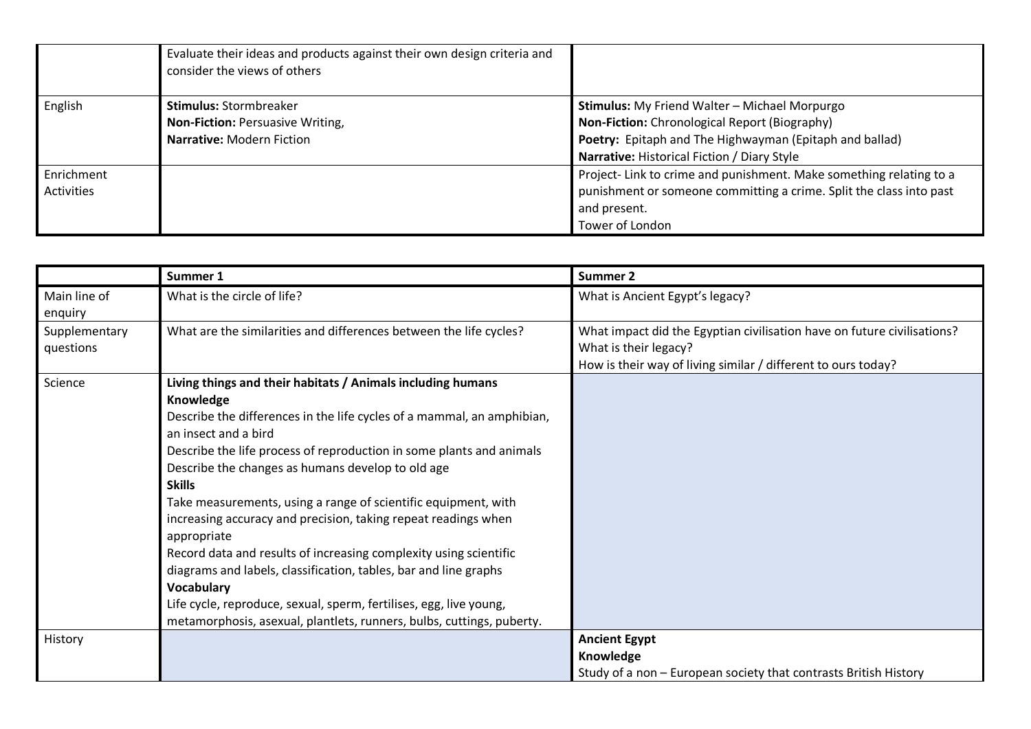| | | |
|---|---|---|
| | Evaluate their ideas and products against their own design criteria and consider the views of others | |
| English | **Stimulus:** Stormbreaker<br>**Non-Fiction:** Persuasive Writing,<br>**Narrative:** Modern Fiction | **Stimulus:** My Friend Walter – Michael Morpurgo<br>**Non-Fiction:** Chronological Report (Biography)<br>**Poetry:** Epitaph and The Highwayman (Epitaph and ballad)<br>**Narrative:** Historical Fiction / Diary Style |
| Enrichment Activities | | Project- Link to crime and punishment. Make something relating to a punishment or someone committing a crime. Split the class into past and present.<br>Tower of London |

| | **Summer 1** | **Summer 2** |
|---|---|---|
| Main line of enquiry | What is the circle of life? | What is Ancient Egypt's legacy? |
| Supplementary questions | What are the similarities and differences between the life cycles? | What impact did the Egyptian civilisation have on future civilisations?<br>What is their legacy?<br>How is their way of living similar / different to ours today? |
| Science | **Living things and their habitats / Animals including humans**<br>**Knowledge**<br>Describe the differences in the life cycles of a mammal, an amphibian, an insect and a bird<br>Describe the life process of reproduction in some plants and animals<br>Describe the changes as humans develop to old age<br>**Skills**<br>Take measurements, using a range of scientific equipment, with increasing accuracy and precision, taking repeat readings when appropriate<br>Record data and results of increasing complexity using scientific diagrams and labels, classification, tables, bar and line graphs<br>**Vocabulary**<br>Life cycle, reproduce, sexual, sperm, fertilises, egg, live young, metamorphosis, asexual, plantlets, runners, bulbs, cuttings, puberty. | |
| History | | **Ancient Egypt**<br>**Knowledge**<br>Study of a non – European society that contrasts British History |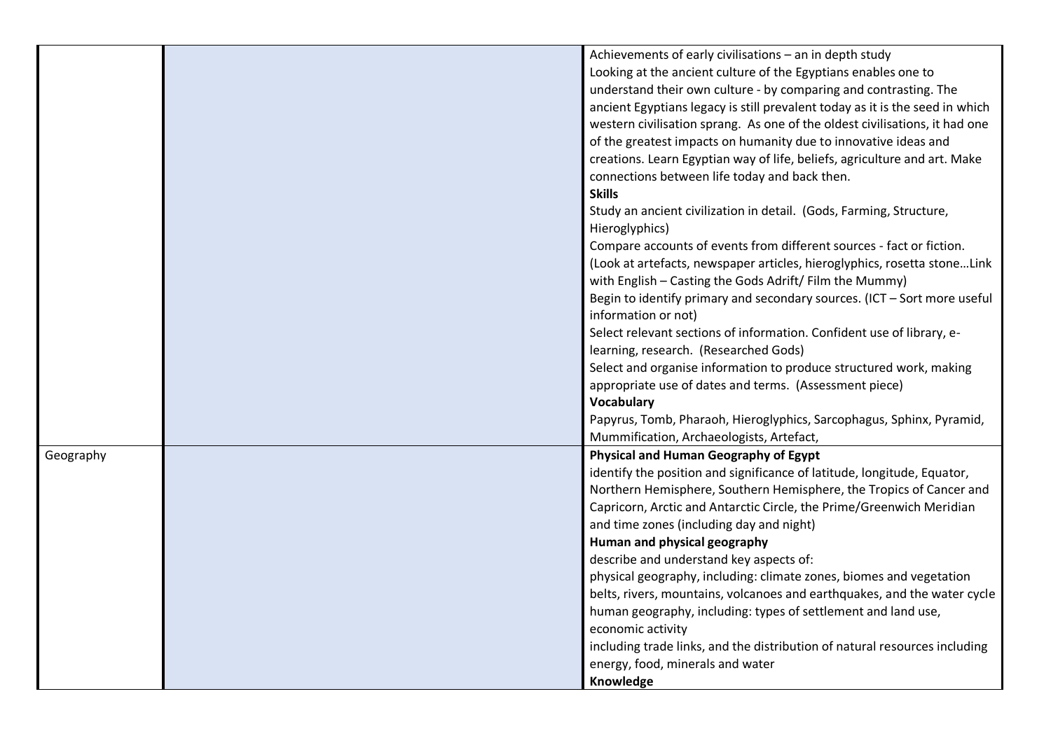| | | |
|---|---|---|
| | | Achievements of early civilisations – an in depth study<br>Looking at the ancient culture of the Egyptians enables one to understand their own culture - by comparing and contrasting. The ancient Egyptians legacy is still prevalent today as it is the seed in which western civilisation sprang. As one of the oldest civilisations, it had one of the greatest impacts on humanity due to innovative ideas and creations. Learn Egyptian way of life, beliefs, agriculture and art. Make connections between life today and back then.<br>**Skills**<br>Study an ancient civilization in detail. (Gods, Farming, Structure, Hieroglyphics)<br>Compare accounts of events from different sources - fact or fiction. (Look at artefacts, newspaper articles, hieroglyphics, rosetta stone…Link with English – Casting the Gods Adrift/ Film the Mummy)<br>Begin to identify primary and secondary sources. (ICT – Sort more useful information or not)<br>Select relevant sections of information. Confident use of library, e-learning, research. (Researched Gods)<br>Select and organise information to produce structured work, making appropriate use of dates and terms. (Assessment piece)<br>**Vocabulary**<br>Papyrus, Tomb, Pharaoh, Hieroglyphics, Sarcophagus, Sphinx, Pyramid, Mummification, Archaeologists, Artefact, |
| Geography | | **Physical and Human Geography of Egypt**<br>identify the position and significance of latitude, longitude, Equator, Northern Hemisphere, Southern Hemisphere, the Tropics of Cancer and Capricorn, Arctic and Antarctic Circle, the Prime/Greenwich Meridian and time zones (including day and night)<br>**Human and physical geography**<br>describe and understand key aspects of:<br>physical geography, including: climate zones, biomes and vegetation belts, rivers, mountains, volcanoes and earthquakes, and the water cycle<br>human geography, including: types of settlement and land use, economic activity<br>including trade links, and the distribution of natural resources including energy, food, minerals and water<br>**Knowledge** |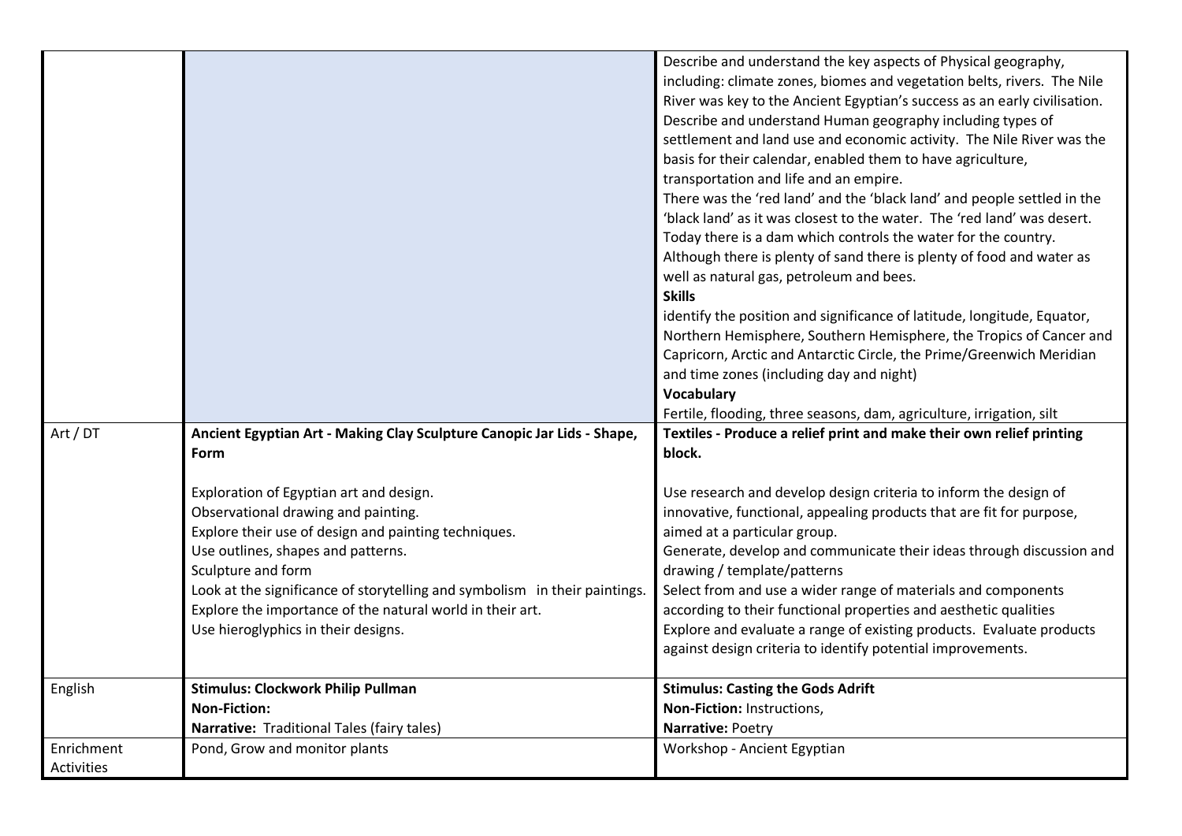| | | |
|---|---|---|
| | | Describe and understand the key aspects of Physical geography, including: climate zones, biomes and vegetation belts, rivers. The Nile River was key to the Ancient Egyptian's success as an early civilisation.<br>Describe and understand Human geography including types of settlement and land use and economic activity. The Nile River was the basis for their calendar, enabled them to have agriculture, transportation and life and an empire.<br>There was the 'red land' and the 'black land' and people settled in the 'black land' as it was closest to the water. The 'red land' was desert. Today there is a dam which controls the water for the country. Although there is plenty of sand there is plenty of food and water as well as natural gas, petroleum and bees.<br>**Skills**<br>identify the position and significance of latitude, longitude, Equator, Northern Hemisphere, Southern Hemisphere, the Tropics of Cancer and Capricorn, Arctic and Antarctic Circle, the Prime/Greenwich Meridian and time zones (including day and night)<br>**Vocabulary**<br>Fertile, flooding, three seasons, dam, agriculture, irrigation, silt |
| Art / DT | **Ancient Egyptian Art - Making Clay Sculpture Canopic Jar Lids - Shape, Form**<br><br>Exploration of Egyptian art and design.<br>Observational drawing and painting.<br>Explore their use of design and painting techniques.<br>Use outlines, shapes and patterns.<br>Sculpture and form<br>Look at the significance of storytelling and symbolism in their paintings.<br>Explore the importance of the natural world in their art.<br>Use hieroglyphics in their designs. | **Textiles - Produce a relief print and make their own relief printing block.**<br><br>Use research and develop design criteria to inform the design of innovative, functional, appealing products that are fit for purpose, aimed at a particular group.<br>Generate, develop and communicate their ideas through discussion and drawing / template/patterns<br>Select from and use a wider range of materials and components according to their functional properties and aesthetic qualities<br>Explore and evaluate a range of existing products. Evaluate products against design criteria to identify potential improvements. |
| English | **Stimulus: Clockwork Philip Pullman**<br>**Non-Fiction:**<br>**Narrative:** Traditional Tales (fairy tales) | **Stimulus: Casting the Gods Adrift**<br>**Non-Fiction:** Instructions,<br>**Narrative:** Poetry |
| Enrichment Activities | Pond, Grow and monitor plants | Workshop - Ancient Egyptian |